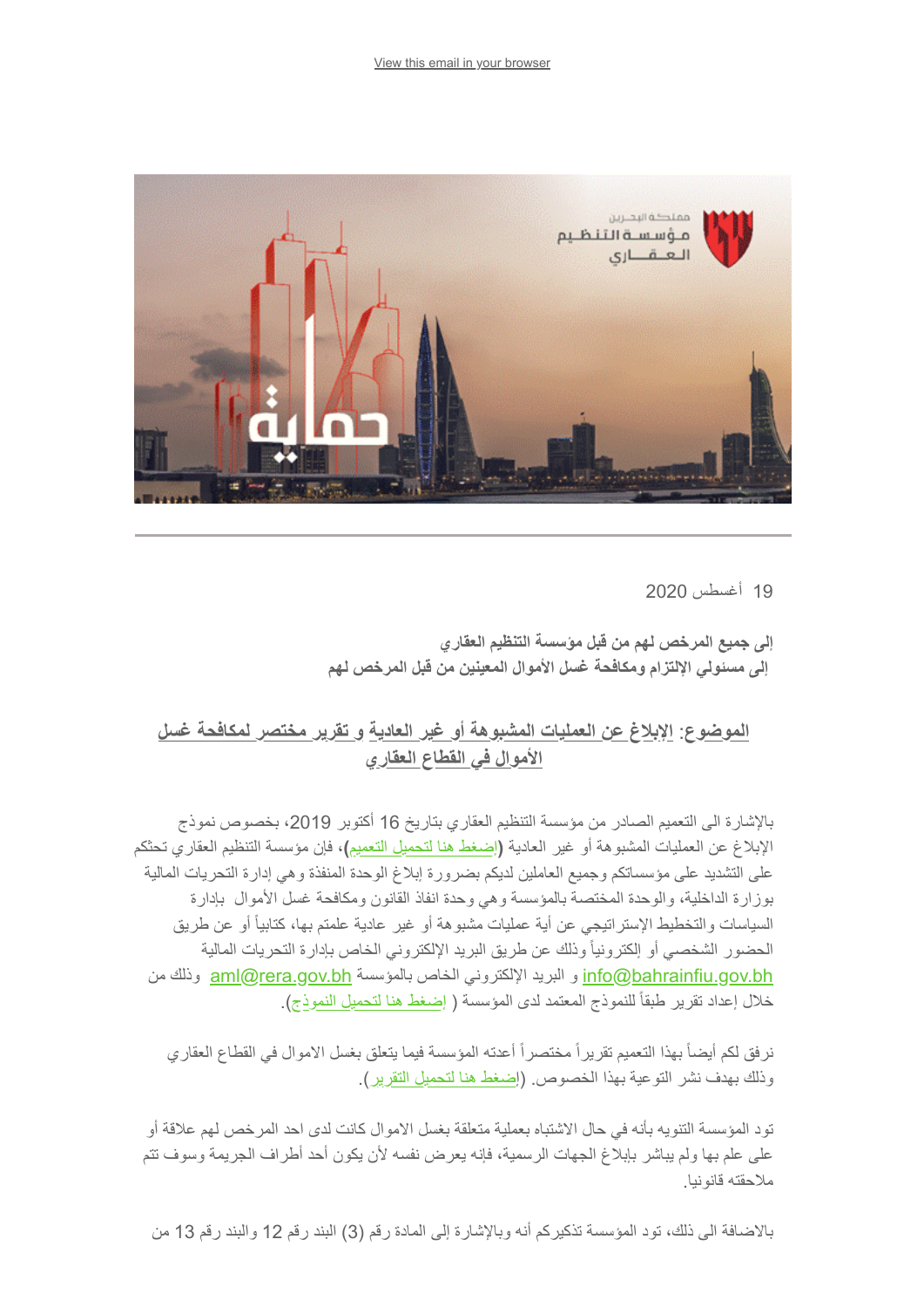View this email in your browser

19 أغسطس 2020

**إلى جميع المرخص لهم من قبل مؤسسة التنظيم العقاري**
**إلى مسئولي الإلتزام ومكافحة غسل الأموال المعينين من قبل المرخص لهم**

## الموضوع: الإبلاغ عن العمليات المشبوهة أو غير العادية و تقرير مختصر لمكافحة غسل الأموال في القطاع العقاري

بالإشارة الى التعميم الصادر من مؤسسة التنظيم العقاري بتاريخ 16 أكتوبر 2019، بخصوص نموذج الإبلاغ عن العمليات المشبوهة أو غير العادية (إضغط هنا لتحميل التعميم)، فإن مؤسسة التنظيم العقاري تحثكم على التشديد على مؤسساتكم وجميع العاملين لديكم بضرورة إبلاغ الوحدة المنفذة وهي إدارة التحريات المالية بوزارة الداخلية، والوحدة المختصة بالمؤسسة وهي وحدة انفاذ القانون ومكافحة غسل الأموال بإدارة السياسات والتخطيط الإستراتيجي عن أية عمليات مشبوهة أو غير عادية علمتم بها، كتابياً أو عن طريق الحضور الشخصي أو إلكترونياً وذلك عن طريق البريد الإلكتروني الخاص بإدارة التحريات المالية info@bahrainfiu.gov.bh و البريد الإلكتروني الخاص بالمؤسسة aml@rera.gov.bh وذلك من خلال إعداد تقرير طبقاً للنموذج المعتمد لدى المؤسسة ( إضغط هنا لتحميل النموذج).

نرفق لكم أيضاً بهذا التعميم تقريراً مختصراً أعدته المؤسسة فيما يتعلق بغسل الاموال في القطاع العقاري وذلك بهدف نشر التوعية بهذا الخصوص. (إضغط هنا لتحميل التقرير).

تود المؤسسة التنويه بأنه في حال الاشتباه بعملية متعلقة بغسل الاموال كانت لدى احد المرخص لهم علاقة أو على علم بها ولم يباشر بإبلاغ الجهات الرسمية، فإنه يعرض نفسه لأن يكون أحد أطراف الجريمة وسوف تتم ملاحقته قانونيا.

بالاضافة الى ذلك، تود المؤسسة تذكيركم أنه وبالإشارة إلى المادة رقم (3) البند رقم 12 والبند رقم 13 من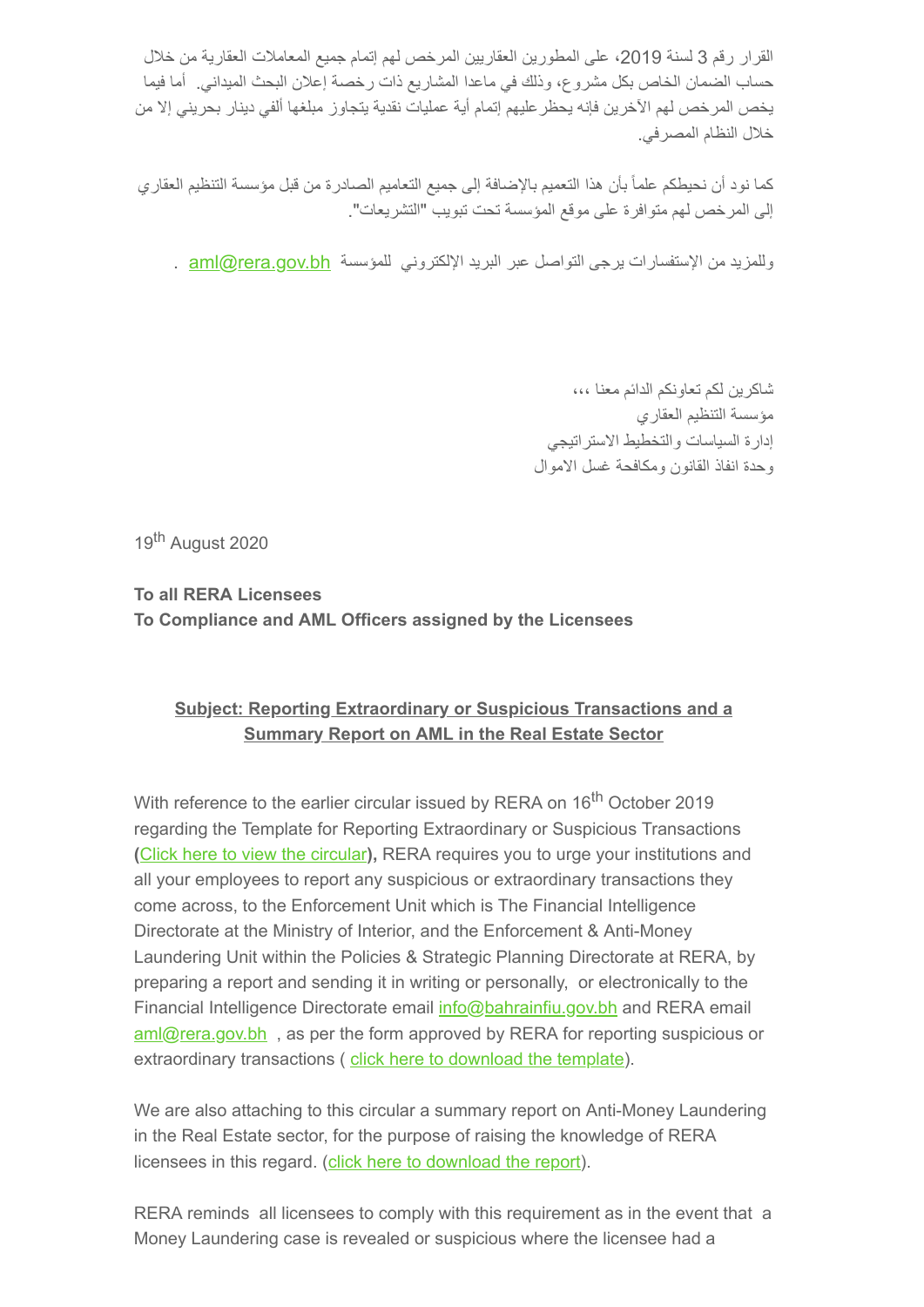القرار رقم 3 لسنة 2019، على المطورين العقاريين المرخص لهم إتمام جميع المعاملات العقارية من خلال حساب الضمان الخاص بكل مشروع، وذلك في ماعدا المشاريع ذات رخصة إعلان البحث الميداني. أما فيما يخص المرخص لهم الآخرين فإنه يحظر عليهم إتمام أية عمليات نقدية يتجاوز مبلغها ألفي دينار بحريني إلا من خلال النظام المصرفي.

كما نود أن نحيطكم علماً بأن هذا التعميم بالإضافة إلى جميع التعاميم الصادرة من قبل مؤسسة التنظيم العقاري إلى المرخص لهم متوافرة على موقع المؤسسة تحت تبويب "التشريعات".

وللمزيد من الإستفسارات يرجى التواصل عبر البريد الإلكتروني للمؤسسة aml@rera.gov.bh .

شاكرين لكم تعاونكم الدائم معنا ،،،
مؤسسة التنظيم العقاري
إدارة السياسات والتخطيط الاستراتيجي
وحدة انفاذ القانون ومكافحة غسل الاموال

19th August 2020

**To all RERA Licensees**
**To Compliance and AML Officers assigned by the Licensees**

**Subject: Reporting Extraordinary or Suspicious Transactions and a Summary Report on AML in the Real Estate Sector**

With reference to the earlier circular issued by RERA on 16th October 2019 regarding the Template for Reporting Extraordinary or Suspicious Transactions (Click here to view the circular), RERA requires you to urge your institutions and all your employees to report any suspicious or extraordinary transactions they come across, to the Enforcement Unit which is The Financial Intelligence Directorate at the Ministry of Interior, and the Enforcement & Anti-Money Laundering Unit within the Policies & Strategic Planning Directorate at RERA, by preparing a report and sending it in writing or personally, or electronically to the Financial Intelligence Directorate email info@bahrainfiu.gov.bh and RERA email aml@rera.gov.bh , as per the form approved by RERA for reporting suspicious or extraordinary transactions ( click here to download the template).

We are also attaching to this circular a summary report on Anti-Money Laundering in the Real Estate sector, for the purpose of raising the knowledge of RERA licensees in this regard. (click here to download the report).

RERA reminds all licensees to comply with this requirement as in the event that a Money Laundering case is revealed or suspicious where the licensee had a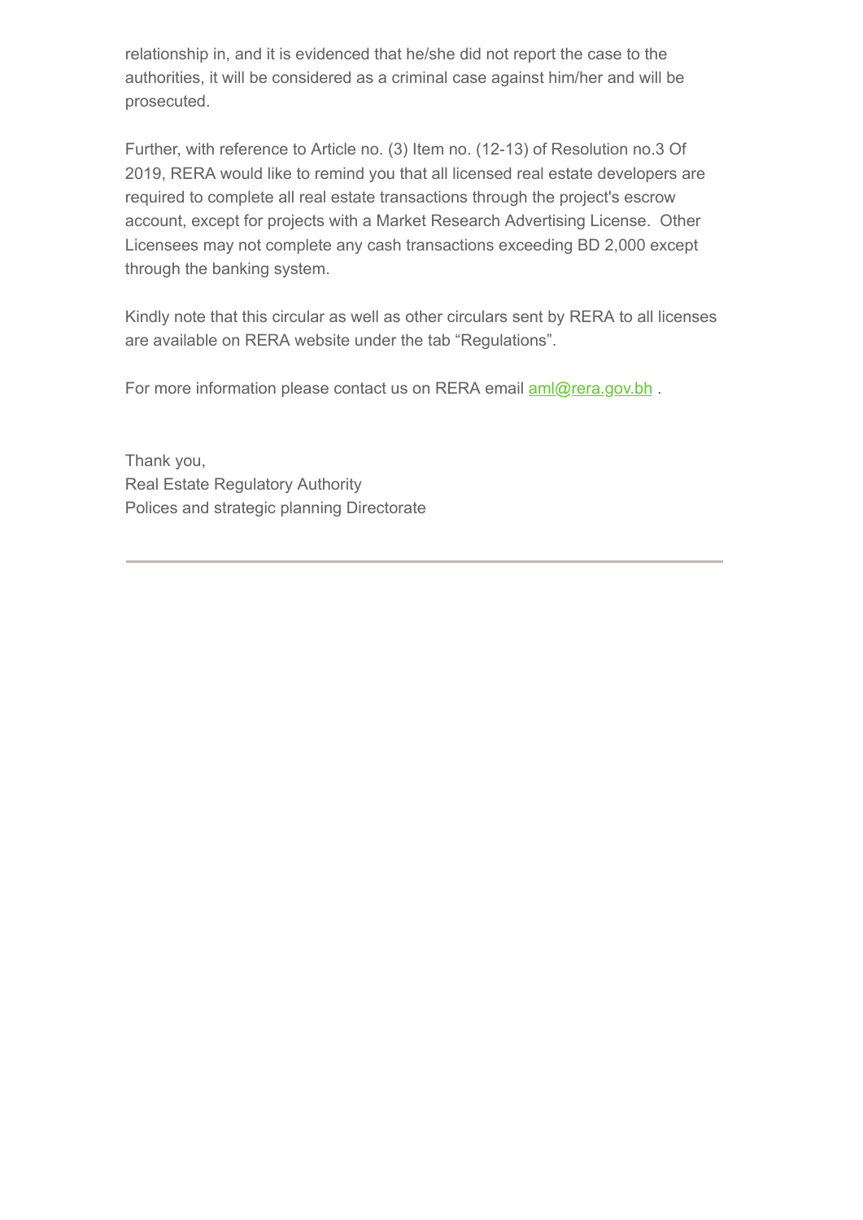relationship in, and it is evidenced that he/she did not report the case to the authorities, it will be considered as a criminal case against him/her and will be prosecuted.

Further, with reference to Article no. (3) Item no. (12-13) of Resolution no.3 Of 2019, RERA would like to remind you that all licensed real estate developers are required to complete all real estate transactions through the project's escrow account, except for projects with a Market Research Advertising License. Other Licensees may not complete any cash transactions exceeding BD 2,000 except through the banking system.

Kindly note that this circular as well as other circulars sent by RERA to all licenses are available on RERA website under the tab "Regulations".

For more information please contact us on RERA email [aml@rera.gov.bh](mailto:aml@rera.gov.bh) .

Thank you,
Real Estate Regulatory Authority
Polices and strategic planning Directorate

---